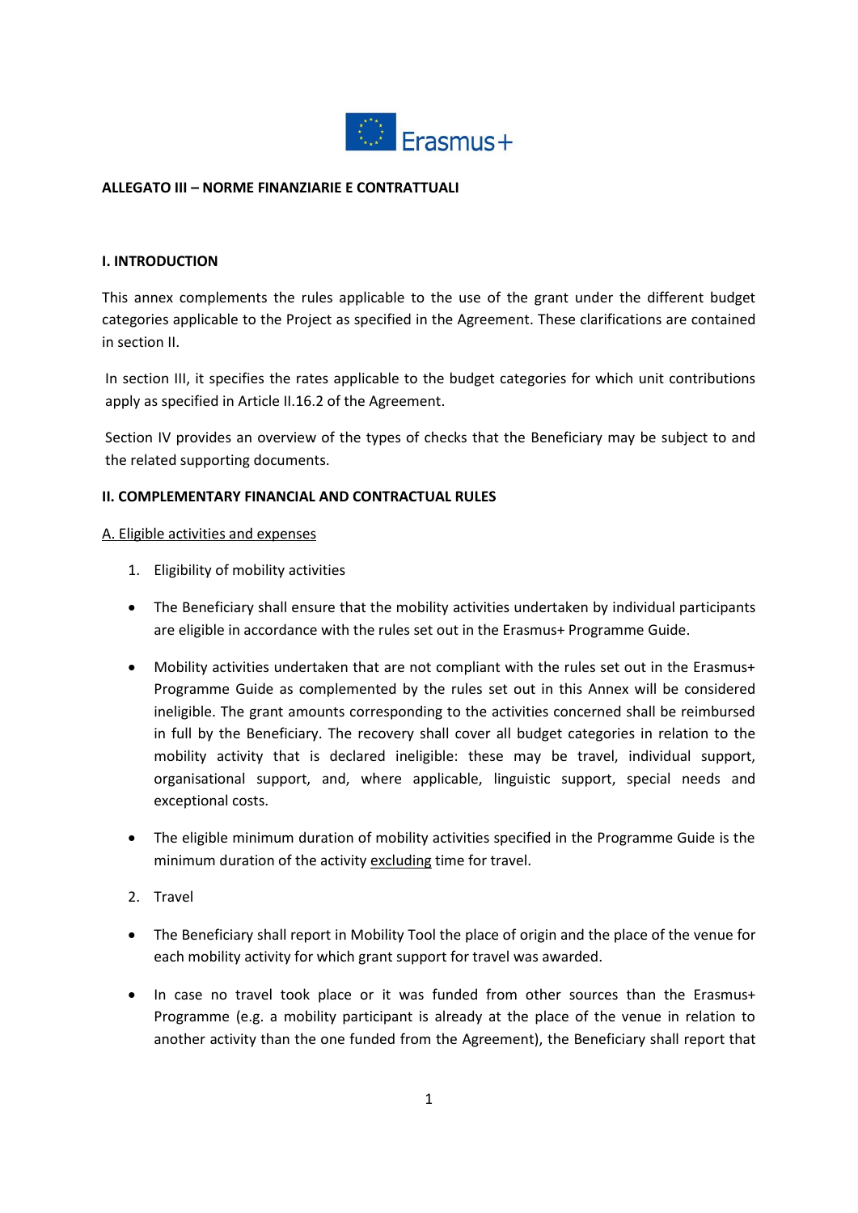**ALLEGATO III – NORME FINANZIARIE E CONTRATTUALI**

**I. INTRODUCTION**

This annex complements the rules applicable to the use of the grant under the different budget categories applicable to the Project as specified in the Agreement. These clarifications are contained in section II.

In section III, it specifies the rates applicable to the budget categories for which unit contributions apply as specified in Article II.16.2 of the Agreement.

Section IV provides an overview of the types of checks that the Beneficiary may be subject to and the related supporting documents.

**II. COMPLEMENTARY FINANCIAL AND CONTRACTUAL RULES**

A. Eligible activities and expenses

1. Eligibility of mobility activities

- The Beneficiary shall ensure that the mobility activities undertaken by individual participants are eligible in accordance with the rules set out in the Erasmus+ Programme Guide.
- Mobility activities undertaken that are not compliant with the rules set out in the Erasmus+ Programme Guide as complemented by the rules set out in this Annex will be considered ineligible. The grant amounts corresponding to the activities concerned shall be reimbursed in full by the Beneficiary. The recovery shall cover all budget categories in relation to the mobility activity that is declared ineligible: these may be travel, individual support, organisational support, and, where applicable, linguistic support, special needs and exceptional costs.
- The eligible minimum duration of mobility activities specified in the Programme Guide is the minimum duration of the activity excluding time for travel.

2. Travel

- The Beneficiary shall report in Mobility Tool the place of origin and the place of the venue for each mobility activity for which grant support for travel was awarded.
- In case no travel took place or it was funded from other sources than the Erasmus+ Programme (e.g. a mobility participant is already at the place of the venue in relation to another activity than the one funded from the Agreement), the Beneficiary shall report that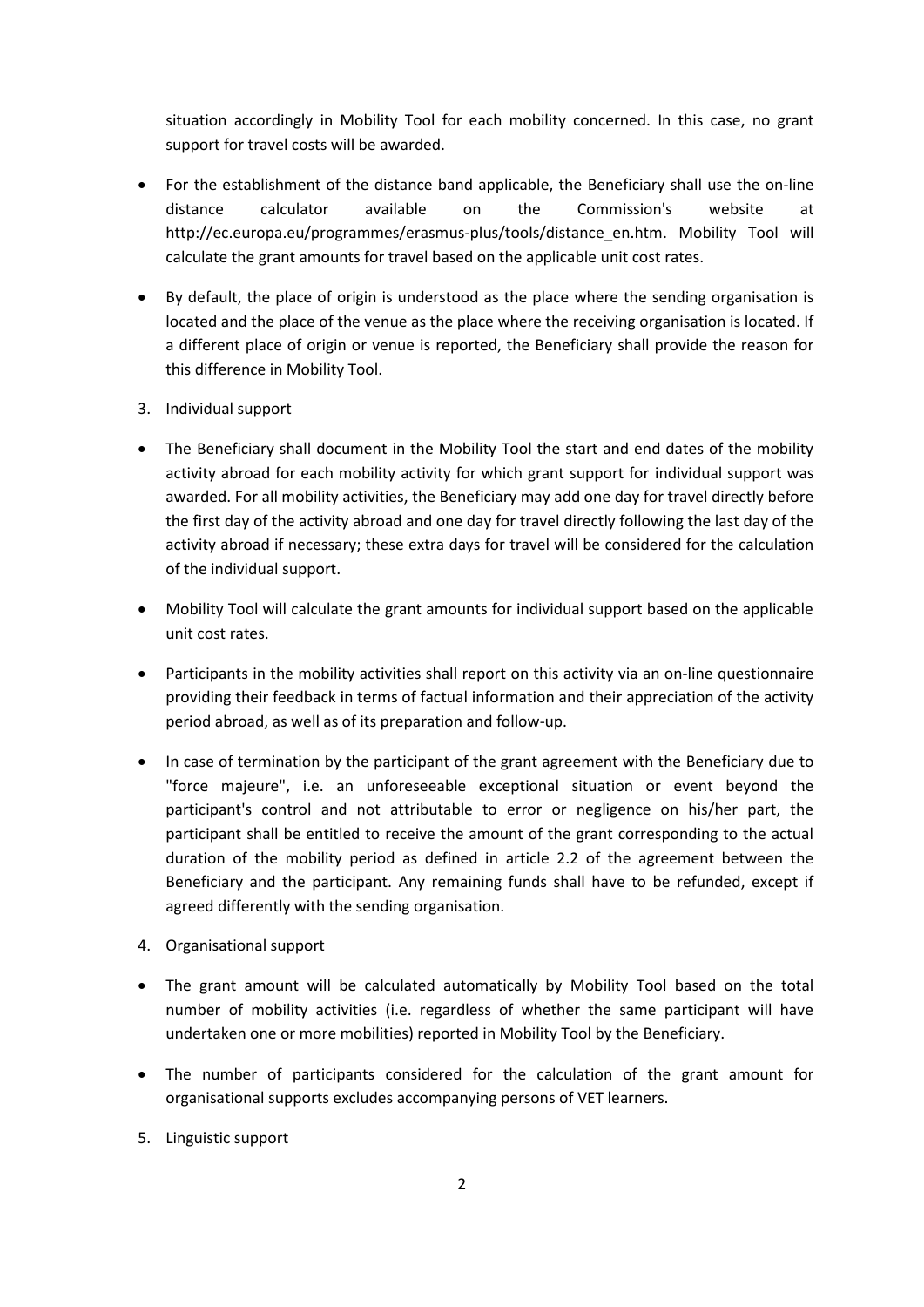situation accordingly in Mobility Tool for each mobility concerned. In this case, no grant support for travel costs will be awarded.

- For the establishment of the distance band applicable, the Beneficiary shall use the on-line distance calculator available on the Commission's website at http://ec.europa.eu/programmes/erasmus-plus/tools/distance_en.htm. Mobility Tool will calculate the grant amounts for travel based on the applicable unit cost rates.
- By default, the place of origin is understood as the place where the sending organisation is located and the place of the venue as the place where the receiving organisation is located. If a different place of origin or venue is reported, the Beneficiary shall provide the reason for this difference in Mobility Tool.

3. Individual support

- The Beneficiary shall document in the Mobility Tool the start and end dates of the mobility activity abroad for each mobility activity for which grant support for individual support was awarded. For all mobility activities, the Beneficiary may add one day for travel directly before the first day of the activity abroad and one day for travel directly following the last day of the activity abroad if necessary; these extra days for travel will be considered for the calculation of the individual support.
- Mobility Tool will calculate the grant amounts for individual support based on the applicable unit cost rates.
- Participants in the mobility activities shall report on this activity via an on-line questionnaire providing their feedback in terms of factual information and their appreciation of the activity period abroad, as well as of its preparation and follow-up.
- In case of termination by the participant of the grant agreement with the Beneficiary due to "force majeure", i.e. an unforeseeable exceptional situation or event beyond the participant's control and not attributable to error or negligence on his/her part, the participant shall be entitled to receive the amount of the grant corresponding to the actual duration of the mobility period as defined in article 2.2 of the agreement between the Beneficiary and the participant. Any remaining funds shall have to be refunded, except if agreed differently with the sending organisation.

4. Organisational support

- The grant amount will be calculated automatically by Mobility Tool based on the total number of mobility activities (i.e. regardless of whether the same participant will have undertaken one or more mobilities) reported in Mobility Tool by the Beneficiary.
- The number of participants considered for the calculation of the grant amount for organisational supports excludes accompanying persons of VET learners.

5. Linguistic support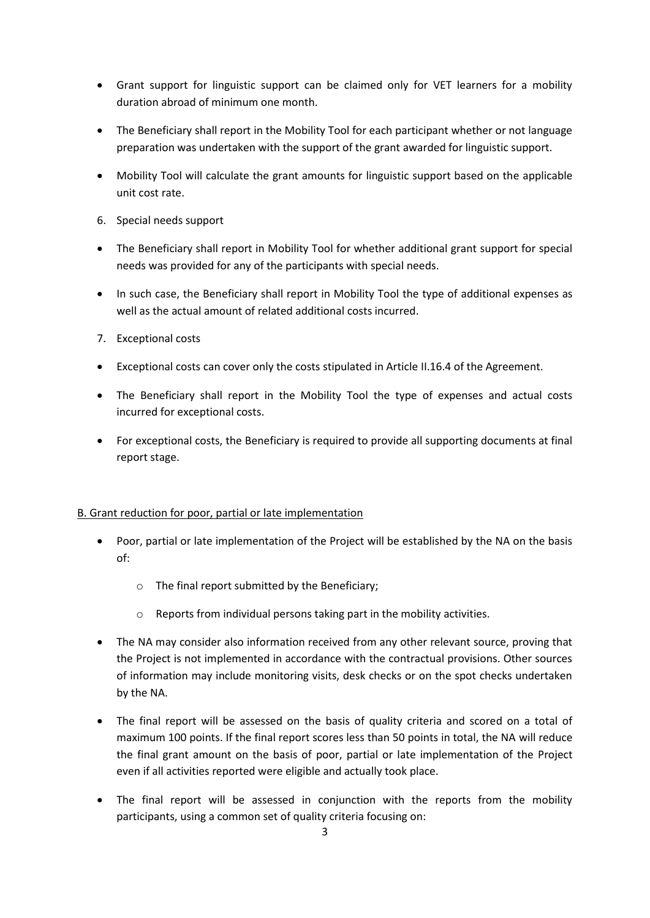- Grant support for linguistic support can be claimed only for VET learners for a mobility duration abroad of minimum one month.
- The Beneficiary shall report in the Mobility Tool for each participant whether or not language preparation was undertaken with the support of the grant awarded for linguistic support.
- Mobility Tool will calculate the grant amounts for linguistic support based on the applicable unit cost rate.

6. Special needs support

- The Beneficiary shall report in Mobility Tool for whether additional grant support for special needs was provided for any of the participants with special needs.
- In such case, the Beneficiary shall report in Mobility Tool the type of additional expenses as well as the actual amount of related additional costs incurred.

7. Exceptional costs

- Exceptional costs can cover only the costs stipulated in Article II.16.4 of the Agreement.
- The Beneficiary shall report in the Mobility Tool the type of expenses and actual costs incurred for exceptional costs.
- For exceptional costs, the Beneficiary is required to provide all supporting documents at final report stage.

B. Grant reduction for poor, partial or late implementation

- Poor, partial or late implementation of the Project will be established by the NA on the basis of:
    - The final report submitted by the Beneficiary;
    - Reports from individual persons taking part in the mobility activities.
- The NA may consider also information received from any other relevant source, proving that the Project is not implemented in accordance with the contractual provisions. Other sources of information may include monitoring visits, desk checks or on the spot checks undertaken by the NA.
- The final report will be assessed on the basis of quality criteria and scored on a total of maximum 100 points. If the final report scores less than 50 points in total, the NA will reduce the final grant amount on the basis of poor, partial or late implementation of the Project even if all activities reported were eligible and actually took place.
- The final report will be assessed in conjunction with the reports from the mobility participants, using a common set of quality criteria focusing on: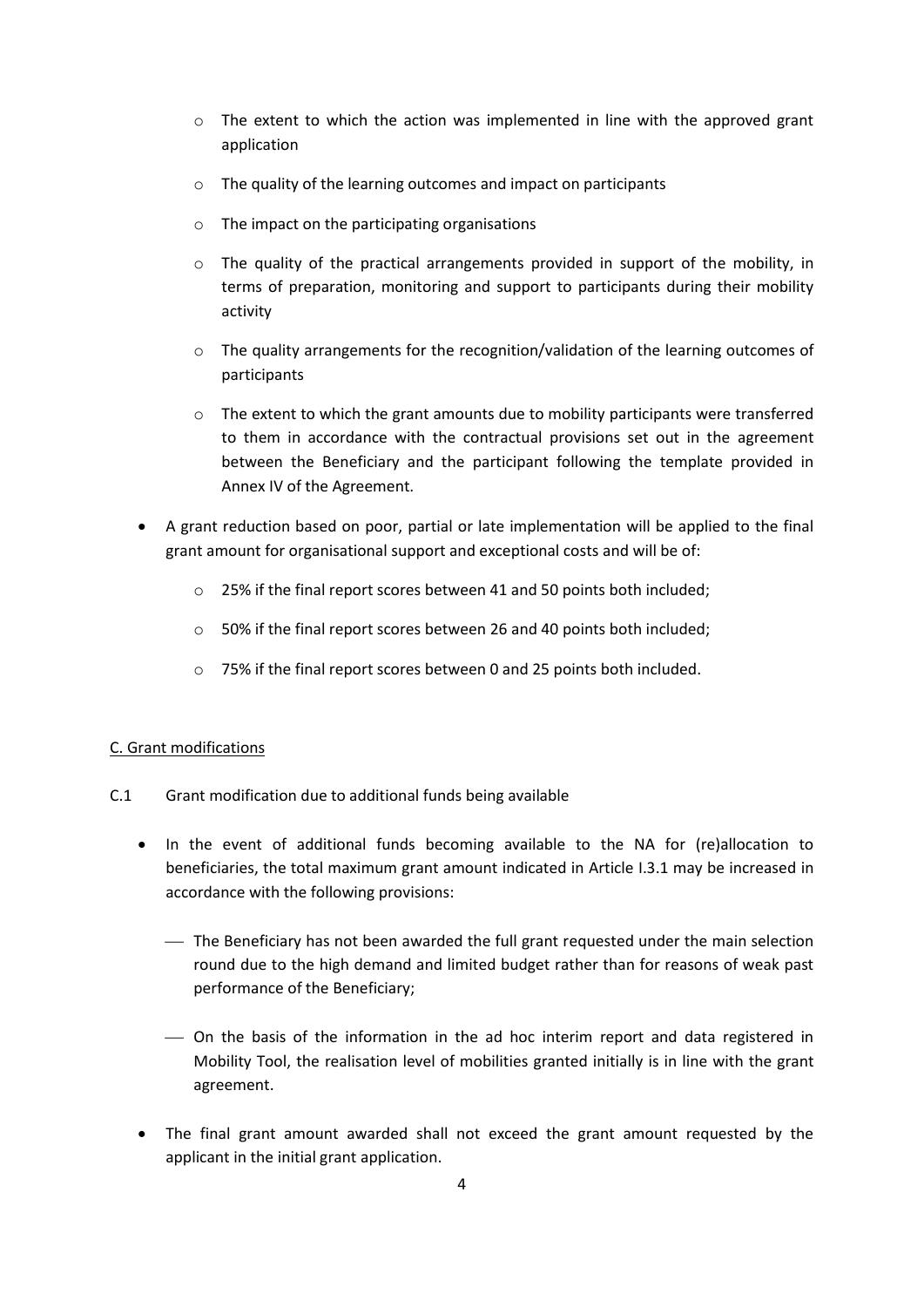- The extent to which the action was implemented in line with the approved grant application
- The quality of the learning outcomes and impact on participants
- The impact on the participating organisations
- The quality of the practical arrangements provided in support of the mobility, in terms of preparation, monitoring and support to participants during their mobility activity
- The quality arrangements for the recognition/validation of the learning outcomes of participants
- The extent to which the grant amounts due to mobility participants were transferred to them in accordance with the contractual provisions set out in the agreement between the Beneficiary and the participant following the template provided in Annex IV of the Agreement.

- A grant reduction based on poor, partial or late implementation will be applied to the final grant amount for organisational support and exceptional costs and will be of:
  - 25% if the final report scores between 41 and 50 points both included;
  - 50% if the final report scores between 26 and 40 points both included;
  - 75% if the final report scores between 0 and 25 points both included.

<u>C. Grant modifications</u>

C.1 Grant modification due to additional funds being available

- In the event of additional funds becoming available to the NA for (re)allocation to beneficiaries, the total maximum grant amount indicated in Article I.3.1 may be increased in accordance with the following provisions:
  - The Beneficiary has not been awarded the full grant requested under the main selection round due to the high demand and limited budget rather than for reasons of weak past performance of the Beneficiary;
  - On the basis of the information in the ad hoc interim report and data registered in Mobility Tool, the realisation level of mobilities granted initially is in line with the grant agreement.
- The final grant amount awarded shall not exceed the grant amount requested by the applicant in the initial grant application.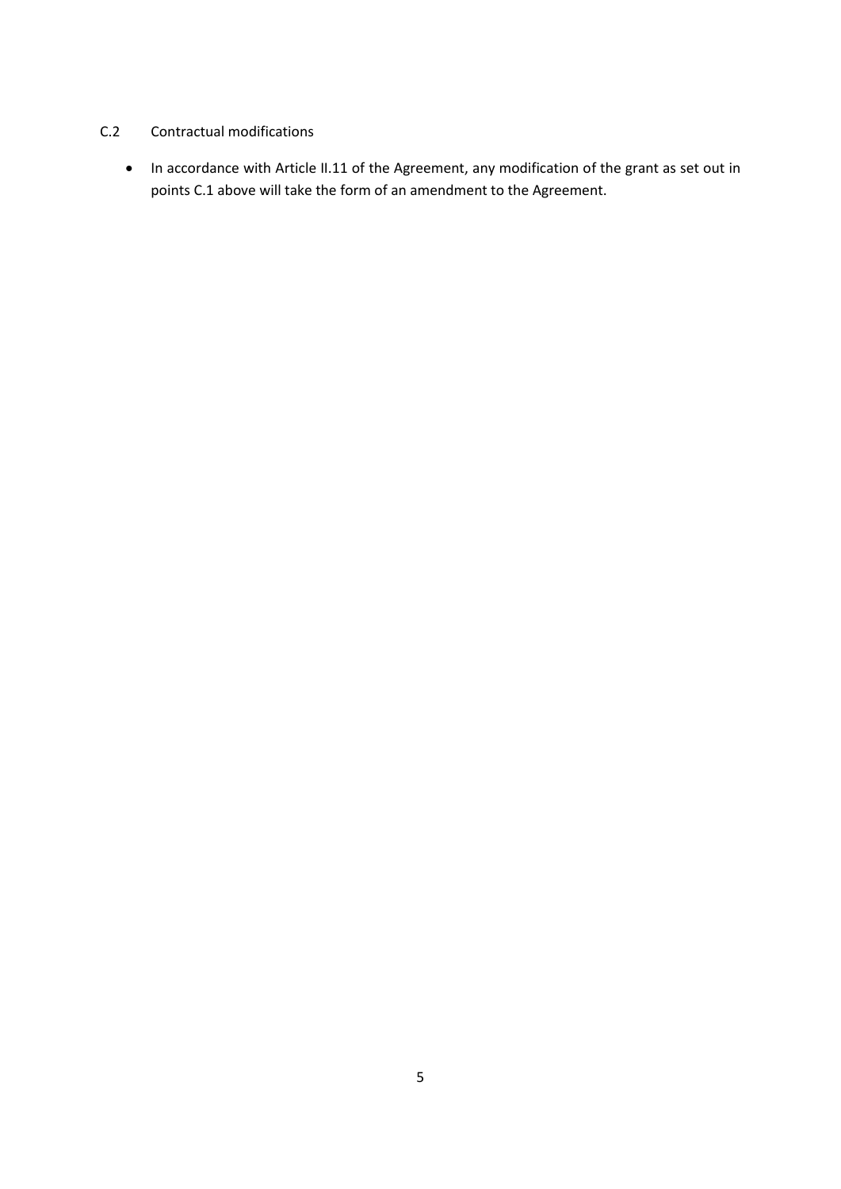### C.2 Contractual modifications

- In accordance with Article II.11 of the Agreement, any modification of the grant as set out in points C.1 above will take the form of an amendment to the Agreement.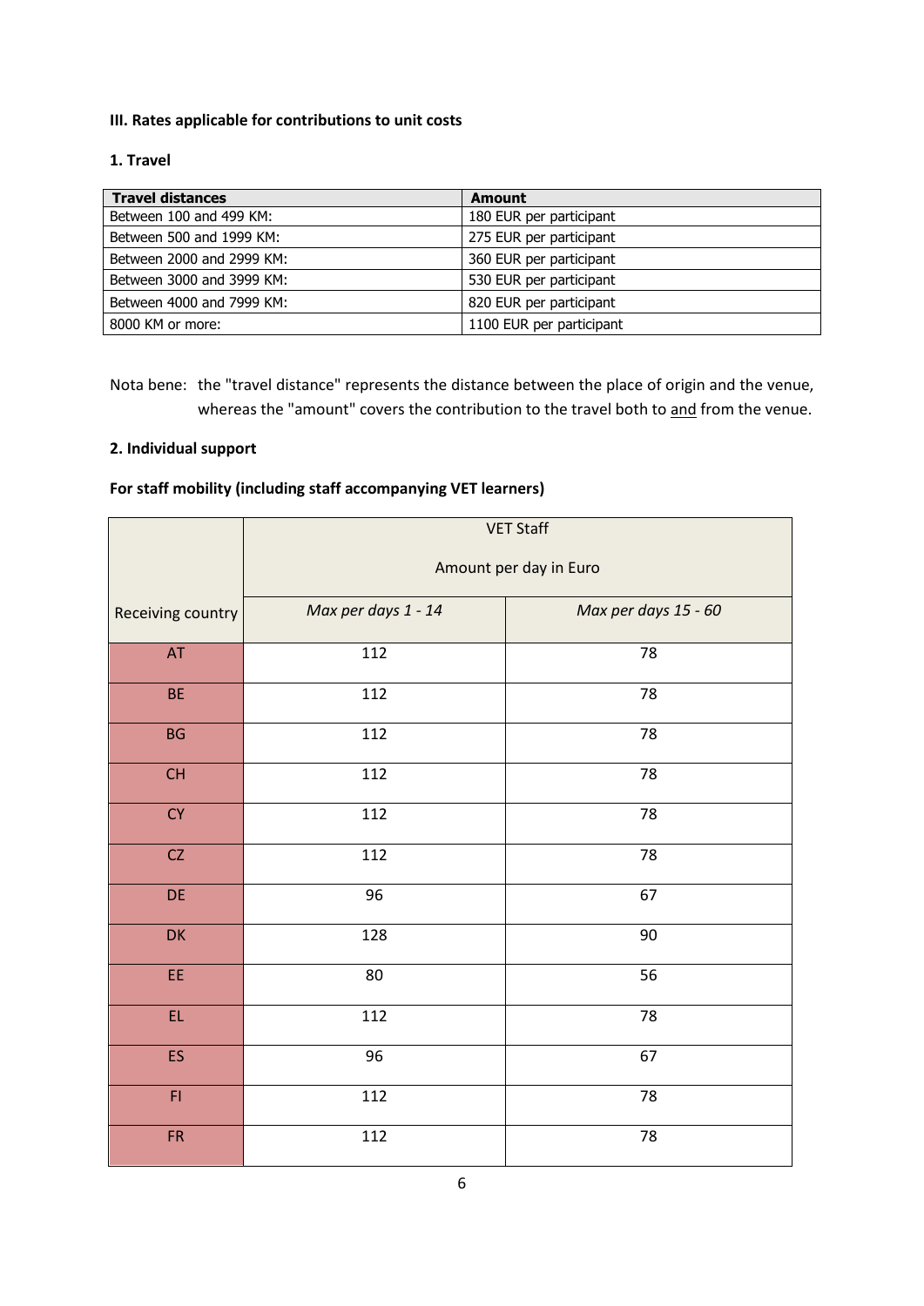### III. Rates applicable for contributions to unit costs

#### 1. Travel

| Travel distances | Amount |
|---|---|
| Between 100 and 499 KM: | 180 EUR per participant |
| Between 500 and 1999 KM: | 275 EUR per participant |
| Between 2000 and 2999 KM: | 360 EUR per participant |
| Between 3000 and 3999 KM: | 530 EUR per participant |
| Between 4000 and 7999 KM: | 820 EUR per participant |
| 8000 KM or more: | 1100 EUR per participant |

Nota bene: the "travel distance" represents the distance between the place of origin and the venue, whereas the "amount" covers the contribution to the travel both to and from the venue.

#### 2. Individual support

**For staff mobility (including staff accompanying VET learners)**

| | VET Staff Amount per day in Euro | |
|---|---|---|
| Receiving country | *Max per days 1 - 14* | *Max per days 15 - 60* |
| AT | 112 | 78 |
| BE | 112 | 78 |
| BG | 112 | 78 |
| CH | 112 | 78 |
| CY | 112 | 78 |
| CZ | 112 | 78 |
| DE | 96 | 67 |
| DK | 128 | 90 |
| EE | 80 | 56 |
| EL | 112 | 78 |
| ES | 96 | 67 |
| FI | 112 | 78 |
| FR | 112 | 78 |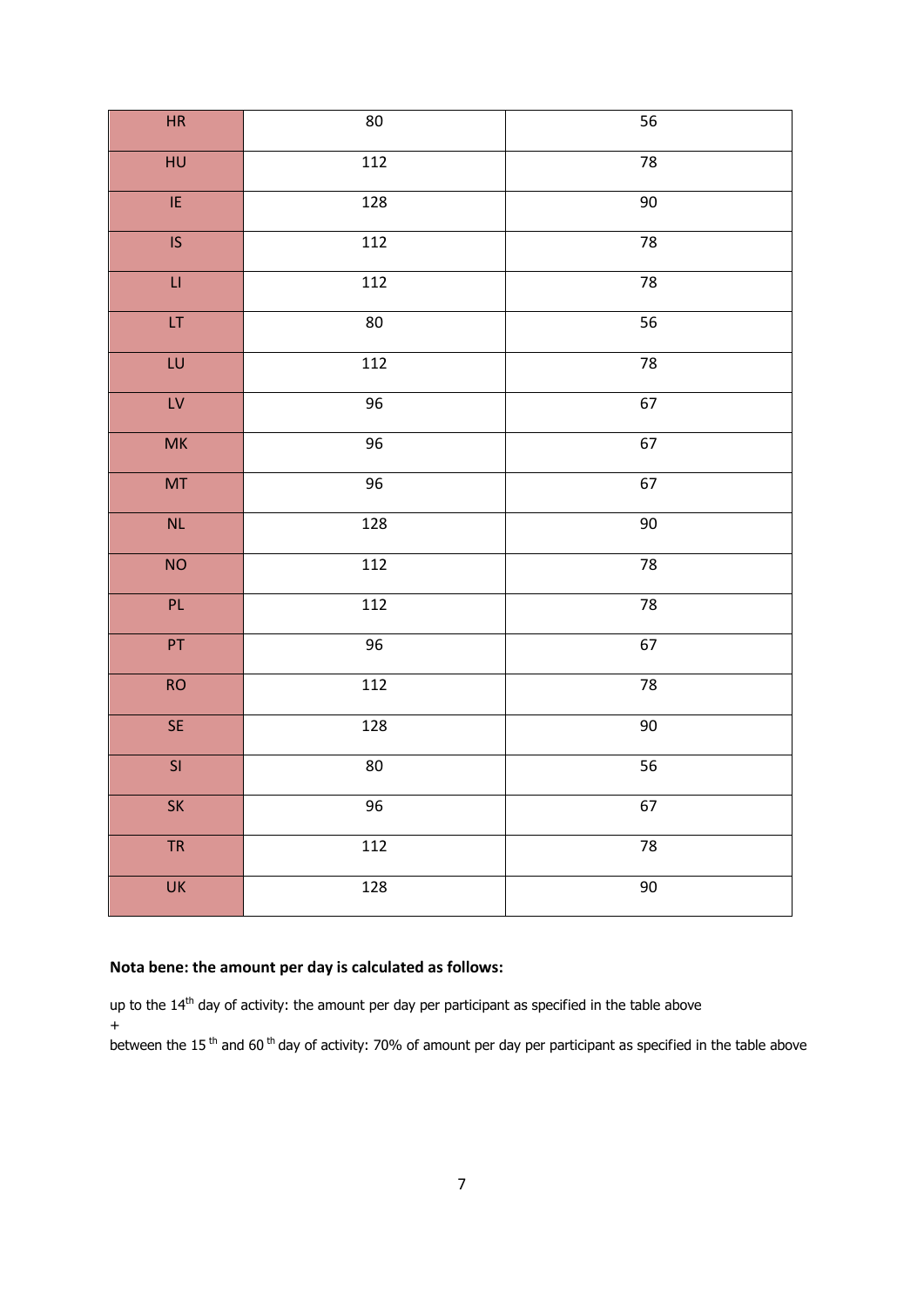| | | |
|---|---|---|
| HR | 80 | 56 |
| HU | 112 | 78 |
| IE | 128 | 90 |
| IS | 112 | 78 |
| LI | 112 | 78 |
| LT | 80 | 56 |
| LU | 112 | 78 |
| LV | 96 | 67 |
| MK | 96 | 67 |
| MT | 96 | 67 |
| NL | 128 | 90 |
| NO | 112 | 78 |
| PL | 112 | 78 |
| PT | 96 | 67 |
| RO | 112 | 78 |
| SE | 128 | 90 |
| SI | 80 | 56 |
| SK | 96 | 67 |
| TR | 112 | 78 |
| UK | 128 | 90 |

**Nota bene: the amount per day is calculated as follows:**

up to the 14th day of activity: the amount per day per participant as specified in the table above
+
between the 15th and 60th day of activity: 70% of amount per day per participant as specified in the table above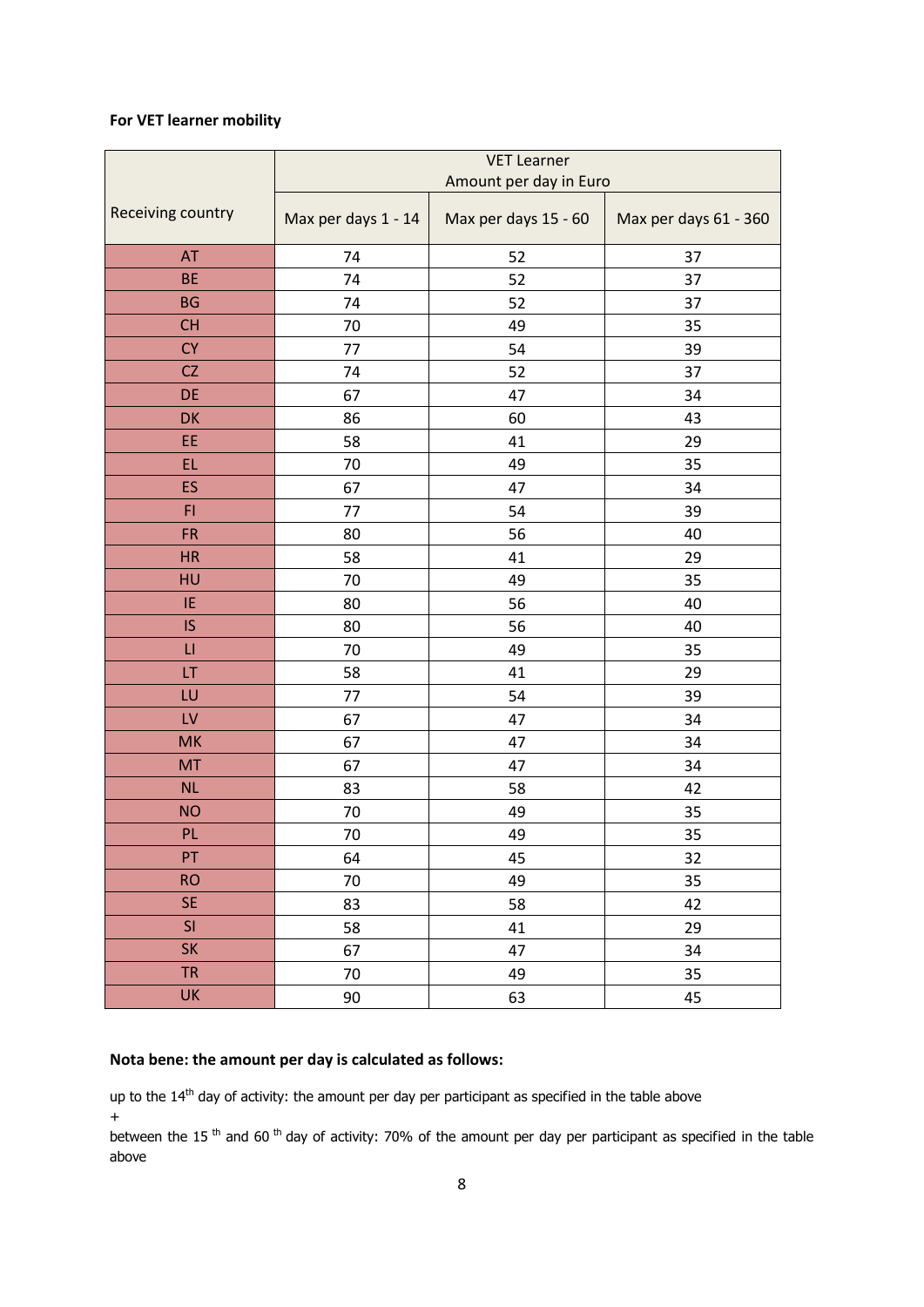**For VET learner mobility**

| Receiving country | VET Learner Amount per day in Euro | | |
|---|---|---|---|
| | Max per days 1 - 14 | Max per days 15 - 60 | Max per days 61 - 360 |
| AT | 74 | 52 | 37 |
| BE | 74 | 52 | 37 |
| BG | 74 | 52 | 37 |
| CH | 70 | 49 | 35 |
| CY | 77 | 54 | 39 |
| CZ | 74 | 52 | 37 |
| DE | 67 | 47 | 34 |
| DK | 86 | 60 | 43 |
| EE | 58 | 41 | 29 |
| EL | 70 | 49 | 35 |
| ES | 67 | 47 | 34 |
| FI | 77 | 54 | 39 |
| FR | 80 | 56 | 40 |
| HR | 58 | 41 | 29 |
| HU | 70 | 49 | 35 |
| IE | 80 | 56 | 40 |
| IS | 80 | 56 | 40 |
| LI | 70 | 49 | 35 |
| LT | 58 | 41 | 29 |
| LU | 77 | 54 | 39 |
| LV | 67 | 47 | 34 |
| MK | 67 | 47 | 34 |
| MT | 67 | 47 | 34 |
| NL | 83 | 58 | 42 |
| NO | 70 | 49 | 35 |
| PL | 70 | 49 | 35 |
| PT | 64 | 45 | 32 |
| RO | 70 | 49 | 35 |
| SE | 83 | 58 | 42 |
| SI | 58 | 41 | 29 |
| SK | 67 | 47 | 34 |
| TR | 70 | 49 | 35 |
| UK | 90 | 63 | 45 |

**Nota bene: the amount per day is calculated as follows:**

up to the 14th day of activity: the amount per day per participant as specified in the table above

+

between the 15 th and 60 th day of activity: 70% of the amount per day per participant as specified in the table above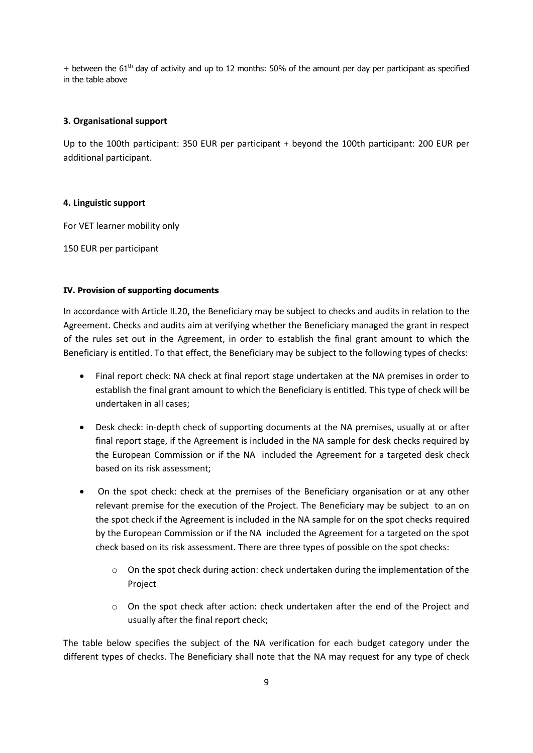+ between the 61[th] day of activity and up to 12 months: 50% of the amount per day per participant as specified in the table above

**3. Organisational support**

Up to the 100th participant: 350 EUR per participant + beyond the 100th participant: 200 EUR per additional participant.

**4. Linguistic support**

For VET learner mobility only

150 EUR per participant

**IV. Provision of supporting documents**

In accordance with Article II.20, the Beneficiary may be subject to checks and audits in relation to the Agreement. Checks and audits aim at verifying whether the Beneficiary managed the grant in respect of the rules set out in the Agreement, in order to establish the final grant amount to which the Beneficiary is entitled. To that effect, the Beneficiary may be subject to the following types of checks:

- Final report check: NA check at final report stage undertaken at the NA premises in order to establish the final grant amount to which the Beneficiary is entitled. This type of check will be undertaken in all cases;
- Desk check: in-depth check of supporting documents at the NA premises, usually at or after final report stage, if the Agreement is included in the NA sample for desk checks required by the European Commission or if the NA included the Agreement for a targeted desk check based on its risk assessment;
- On the spot check: check at the premises of the Beneficiary organisation or at any other relevant premise for the execution of the Project. The Beneficiary may be subject to an on the spot check if the Agreement is included in the NA sample for on the spot checks required by the European Commission or if the NA included the Agreement for a targeted on the spot check based on its risk assessment. There are three types of possible on the spot checks:
    - On the spot check during action: check undertaken during the implementation of the Project
    - On the spot check after action: check undertaken after the end of the Project and usually after the final report check;

The table below specifies the subject of the NA verification for each budget category under the different types of checks. The Beneficiary shall note that the NA may request for any type of check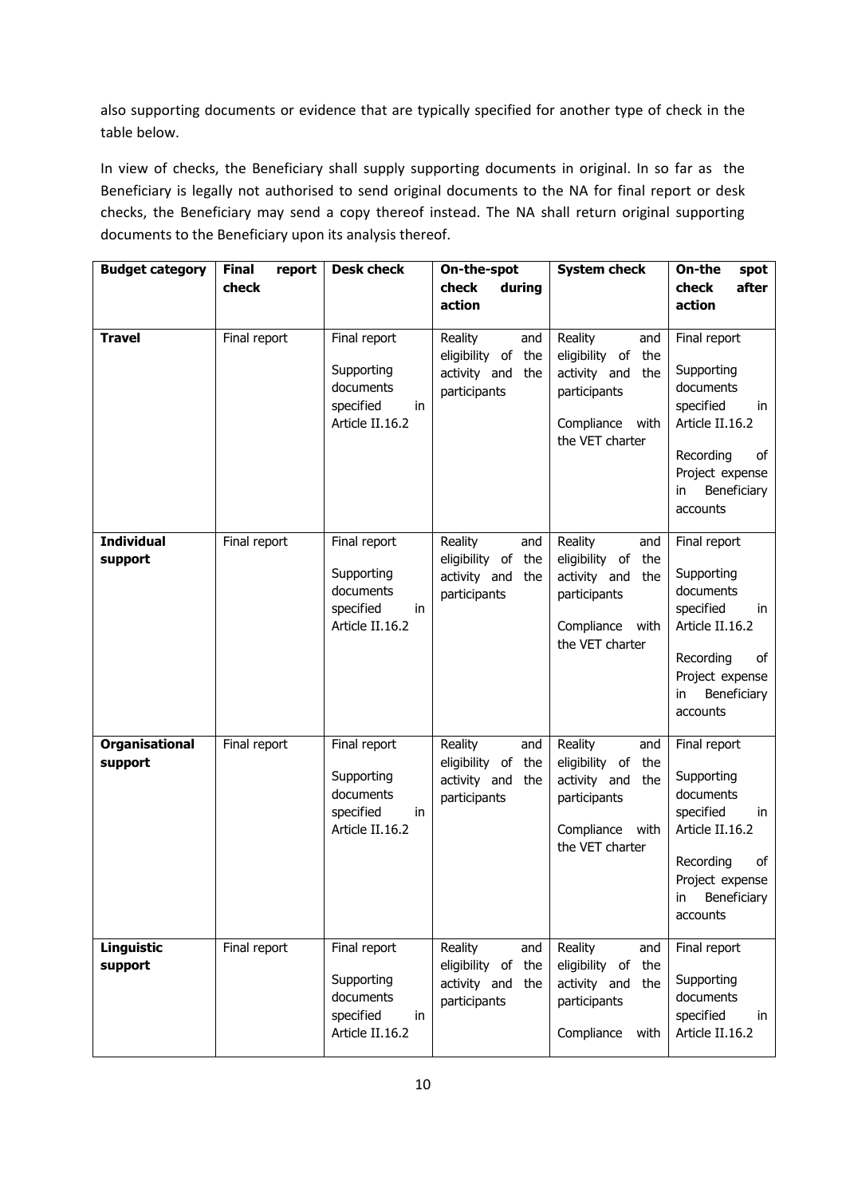also supporting documents or evidence that are typically specified for another type of check in the table below.

In view of checks, the Beneficiary shall supply supporting documents in original. In so far as the Beneficiary is legally not authorised to send original documents to the NA for final report or desk checks, the Beneficiary may send a copy thereof instead. The NA shall return original supporting documents to the Beneficiary upon its analysis thereof.

| **Budget category** | **Final report check** | **Desk check** | **On-the-spot check during action** | **System check** | **On-the spot check after action** |
|---|---|---|---|---|---|
| **Travel** | Final report | Final report<br><br>Supporting documents specified in Article II.16.2 | Reality and eligibility of the activity and the participants | Reality and eligibility of the activity and the participants<br><br>Compliance with the VET charter | Final report<br><br>Supporting documents specified in Article II.16.2<br><br>Recording of Project expense in Beneficiary accounts |
| **Individual support** | Final report | Final report<br><br>Supporting documents specified in Article II.16.2 | Reality and eligibility of the activity and the participants | Reality and eligibility of the activity and the participants<br><br>Compliance with the VET charter | Final report<br><br>Supporting documents specified in Article II.16.2<br><br>Recording of Project expense in Beneficiary accounts |
| **Organisational support** | Final report | Final report<br><br>Supporting documents specified in Article II.16.2 | Reality and eligibility of the activity and the participants | Reality and eligibility of the activity and the participants<br><br>Compliance with the VET charter | Final report<br><br>Supporting documents specified in Article II.16.2<br><br>Recording of Project expense in Beneficiary accounts |
| **Linguistic support** | Final report | Final report<br><br>Supporting documents specified in Article II.16.2 | Reality and eligibility of the activity and the participants | Reality and eligibility of the activity and the participants<br><br>Compliance with | Final report<br><br>Supporting documents specified in Article II.16.2 |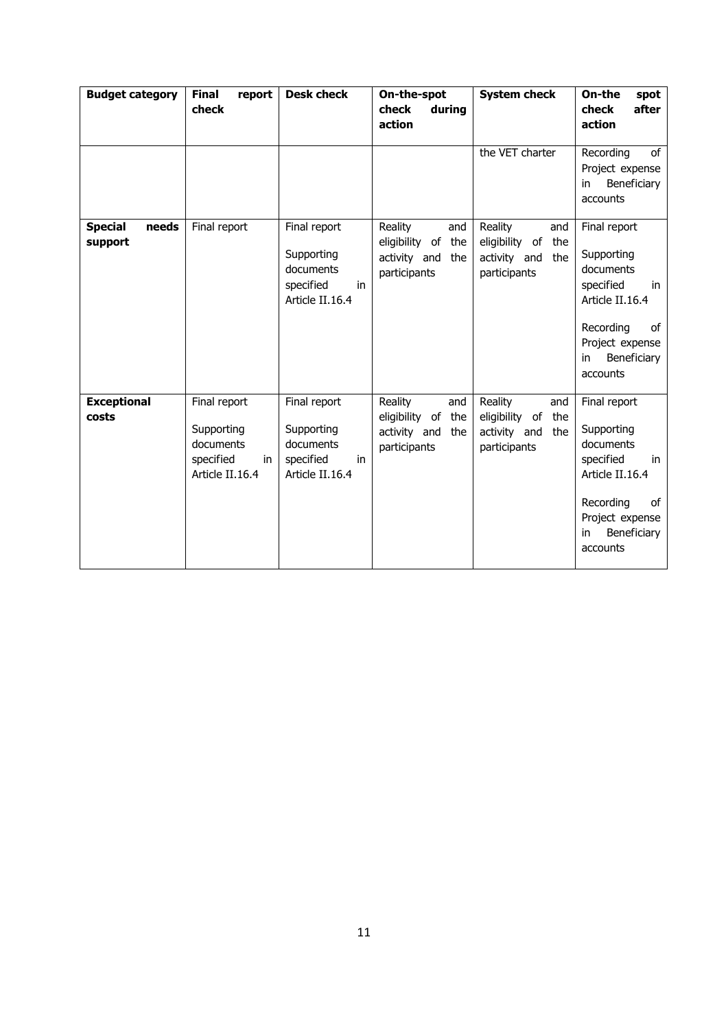| Budget category | Final report check | Desk check | On-the-spot check during action | System check | On-the spot check after action |
|---|---|---|---|---|---|
| | | | | the VET charter | Recording of Project expense in Beneficiary accounts |
| **Special needs support** | Final report | Final report<br><br>Supporting documents specified in Article II.16.4 | Reality and eligibility of the activity and the participants | Reality and eligibility of the activity and the participants | Final report<br><br>Supporting documents specified in Article II.16.4<br><br>Recording of Project expense in Beneficiary accounts |
| **Exceptional costs** | Final report<br><br>Supporting documents specified in Article II.16.4 | Final report<br><br>Supporting documents specified in Article II.16.4 | Reality and eligibility of the activity and the participants | Reality and eligibility of the activity and the participants | Final report<br><br>Supporting documents specified in Article II.16.4<br><br>Recording of Project expense in Beneficiary accounts |